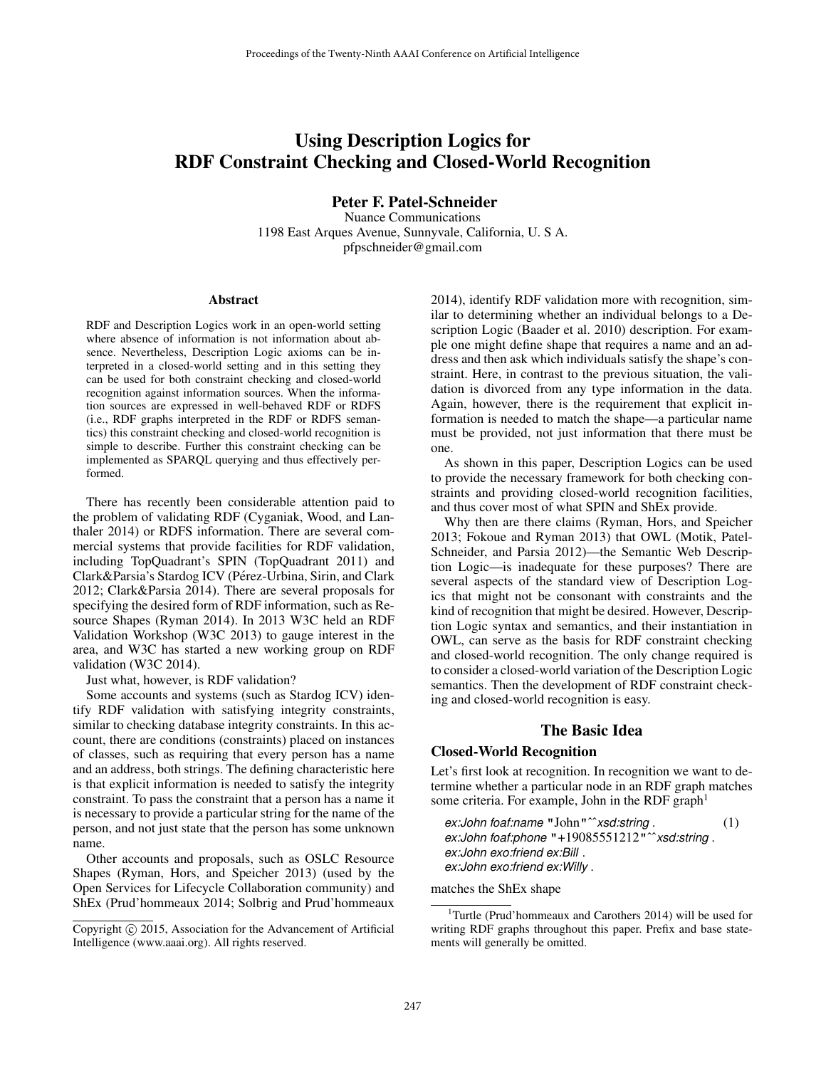# Using Description Logics for RDF Constraint Checking and Closed-World Recognition

**Peter F. Patel-Schneider**
Nuance Communications
1198 East Arques Avenue, Sunnyvale, California, U. S A.
pfpschneider@gmail.com

## Abstract

RDF and Description Logics work in an open-world setting where absence of information is not information about absence. Nevertheless, Description Logic axioms can be interpreted in a closed-world setting and in this setting they can be used for both constraint checking and closed-world recognition against information sources. When the information sources are expressed in well-behaved RDF or RDFS (i.e., RDF graphs interpreted in the RDF or RDFS semantics) this constraint checking and closed-world recognition is simple to describe. Further this constraint checking can be implemented as SPARQL querying and thus effectively performed.

There has recently been considerable attention paid to the problem of validating RDF (Cyganiak, Wood, and Lanthaler 2014) or RDFS information. There are several commercial systems that provide facilities for RDF validation, including TopQuadrant's SPIN (TopQuadrant 2011) and Clark&Parsia's Stardog ICV (Pérez-Urbina, Sirin, and Clark 2012; Clark&Parsia 2014). There are several proposals for specifying the desired form of RDF information, such as Resource Shapes (Ryman 2014). In 2013 W3C held an RDF Validation Workshop (W3C 2013) to gauge interest in the area, and W3C has started a new working group on RDF validation (W3C 2014).

Just what, however, is RDF validation?

Some accounts and systems (such as Stardog ICV) identify RDF validation with satisfying integrity constraints, similar to checking database integrity constraints. In this account, there are conditions (constraints) placed on instances of classes, such as requiring that every person has a name and an address, both strings. The defining characteristic here is that explicit information is needed to satisfy the integrity constraint. To pass the constraint that a person has a name it is necessary to provide a particular string for the name of the person, and not just state that the person has some unknown name.

Other accounts and proposals, such as OSLC Resource Shapes (Ryman, Hors, and Speicher 2013) (used by the Open Services for Lifecycle Collaboration community) and ShEx (Prud'hommeaux 2014; Solbrig and Prud'hommeaux 2014), identify RDF validation more with recognition, similar to determining whether an individual belongs to a Description Logic (Baader et al. 2010) description. For example one might define shape that requires a name and an address and then ask which individuals satisfy the shape's constraint. Here, in contrast to the previous situation, the validation is divorced from any type information in the data. Again, however, there is the requirement that explicit information is needed to match the shape—a particular name must be provided, not just information that there must be one.

As shown in this paper, Description Logics can be used to provide the necessary framework for both checking constraints and providing closed-world recognition facilities, and thus cover most of what SPIN and ShEx provide.

Why then are there claims (Ryman, Hors, and Speicher 2013; Fokoue and Ryman 2013) that OWL (Motik, Patel-Schneider, and Parsia 2012)—the Semantic Web Description Logic—is inadequate for these purposes? There are several aspects of the standard view of Description Logics that might not be consonant with constraints and the kind of recognition that might be desired. However, Description Logic syntax and semantics, and their instantiation in OWL, can serve as the basis for RDF constraint checking and closed-world recognition. The only change required is to consider a closed-world variation of the Description Logic semantics. Then the development of RDF constraint checking and closed-world recognition is easy.

## The Basic Idea

### Closed-World Recognition

Let's first look at recognition. In recognition we want to determine whether a particular node in an RDF graph matches some criteria. For example, John in the RDF graph[1]

```
ex:John foaf:name "John"^^xsd:string .                    (1)
ex:John foaf:phone "+19085551212"^^xsd:string .
ex:John exo:friend ex:Bill .
ex:John exo:friend ex:Willy .
```

matches the ShEx shape

[1] Turtle (Prud'hommeaux and Carothers 2014) will be used for writing RDF graphs throughout this paper. Prefix and base statements will generally be omitted.

Copyright © 2015, Association for the Advancement of Artificial Intelligence (www.aaai.org). All rights reserved.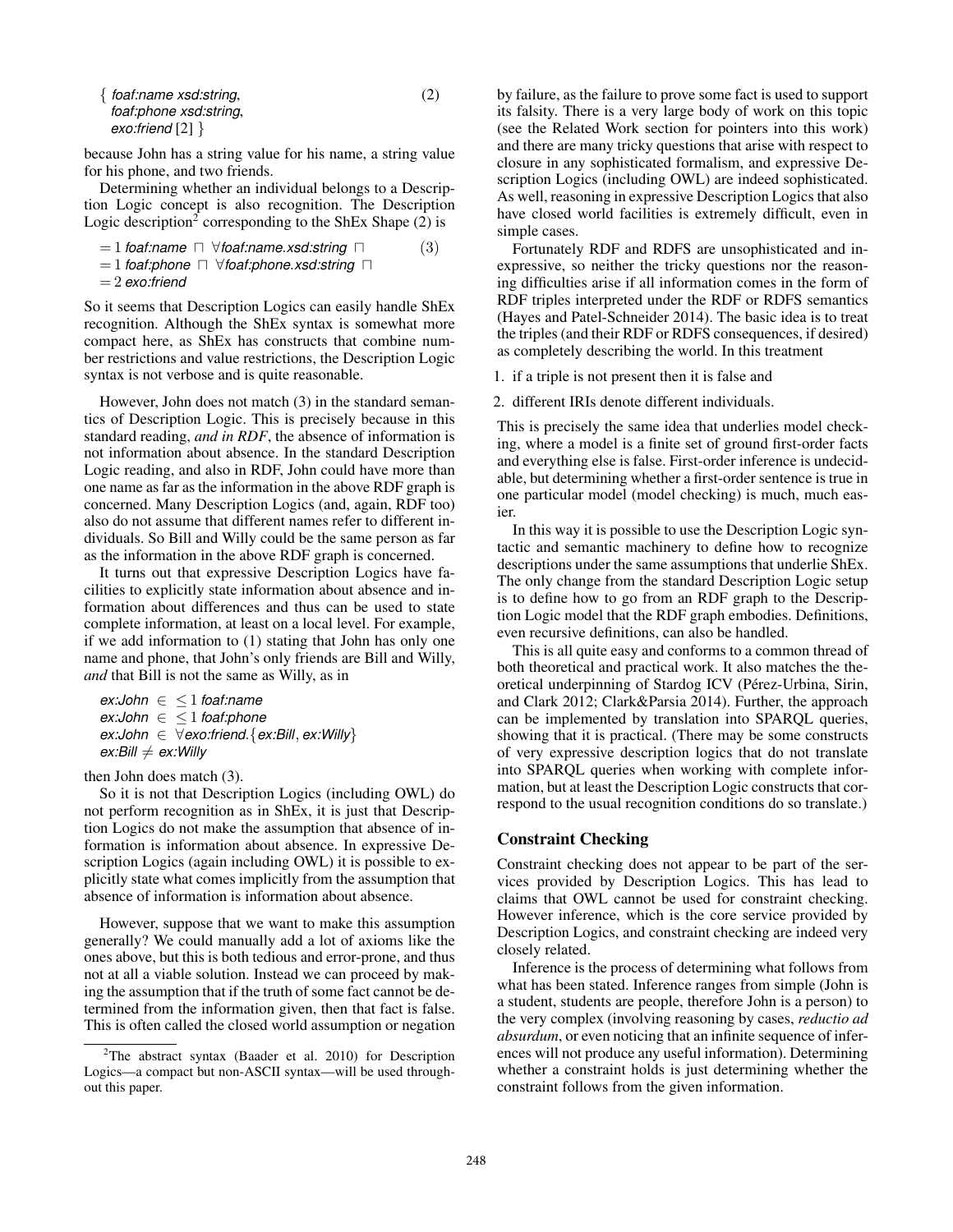$$\{ \textit{foaf:name xsd:string}, \quad \textit{foaf:phone xsd:string}, \quad \textit{exo:friend}\, [2] \, \} \qquad (2)$$

because John has a string value for his name, a string value for his phone, and two friends.

Determining whether an individual belongs to a Description Logic concept is also recognition. The Description Logic description[2] corresponding to the ShEx Shape (2) is

$$= 1\ \textit{foaf:name} \sqcap \forall \textit{foaf:name.xsd:string} \sqcap \quad = 1\ \textit{foaf:phone} \sqcap \forall \textit{foaf:phone.xsd:string} \sqcap \quad = 2\ \textit{exo:friend} \qquad (3)$$

So it seems that Description Logics can easily handle ShEx recognition. Although the ShEx syntax is somewhat more compact here, as ShEx has constructs that combine number restrictions and value restrictions, the Description Logic syntax is not verbose and is quite reasonable.

However, John does not match (3) in the standard semantics of Description Logic. This is precisely because in this standard reading, *and in RDF*, the absence of information is not information about absence. In the standard Description Logic reading, and also in RDF, John could have more than one name as far as the information in the above RDF graph is concerned. Many Description Logics (and, again, RDF too) also do not assume that different names refer to different individuals. So Bill and Willy could be the same person as far as the information in the above RDF graph is concerned.

It turns out that expressive Description Logics have facilities to explicitly state information about absence and information about differences and thus can be used to state complete information, at least on a local level. For example, if we add information to (1) stating that John has only one name and phone, that John's only friends are Bill and Willy, *and* that Bill is not the same as Willy, as in

$$\textit{ex:John} \in\ \leq 1\ \textit{foaf:name}$$
$$\textit{ex:John} \in\ \leq 1\ \textit{foaf:phone}$$
$$\textit{ex:John} \in \forall \textit{exo:friend}.\{\textit{ex:Bill}, \textit{ex:Willy}\}$$
$$\textit{ex:Bill} \neq \textit{ex:Willy}$$

then John does match (3).

So it is not that Description Logics (including OWL) do not perform recognition as in ShEx, it is just that Description Logics do not make the assumption that absence of information is information about absence. In expressive Description Logics (again including OWL) it is possible to explicitly state what comes implicitly from the assumption that absence of information is information about absence.

However, suppose that we want to make this assumption generally? We could manually add a lot of axioms like the ones above, but this is both tedious and error-prone, and thus not at all a viable solution. Instead we can proceed by making the assumption that if the truth of some fact cannot be determined from the information given, then that fact is false. This is often called the closed world assumption or negation by failure, as the failure to prove some fact is used to support its falsity. There is a very large body of work on this topic (see the Related Work section for pointers into this work) and there are many tricky questions that arise with respect to closure in any sophisticated formalism, and expressive Description Logics (including OWL) are indeed sophisticated. As well, reasoning in expressive Description Logics that also have closed world facilities is extremely difficult, even in simple cases.

Fortunately RDF and RDFS are unsophisticated and inexpressive, so neither the tricky questions nor the reasoning difficulties arise if all information comes in the form of RDF triples interpreted under the RDF or RDFS semantics (Hayes and Patel-Schneider 2014). The basic idea is to treat the triples (and their RDF or RDFS consequences, if desired) as completely describing the world. In this treatment

1. if a triple is not present then it is false and
2. different IRIs denote different individuals.

This is precisely the same idea that underlies model checking, where a model is a finite set of ground first-order facts and everything else is false. First-order inference is undecidable, but determining whether a first-order sentence is true in one particular model (model checking) is much, much easier.

In this way it is possible to use the Description Logic syntactic and semantic machinery to define how to recognize descriptions under the same assumptions that underlie ShEx. The only change from the standard Description Logic setup is to define how to go from an RDF graph to the Description Logic model that the RDF graph embodies. Definitions, even recursive definitions, can also be handled.

This is all quite easy and conforms to a common thread of both theoretical and practical work. It also matches the theoretical underpinning of Stardog ICV (Pérez-Urbina, Sirin, and Clark 2012; Clark&Parsia 2014). Further, the approach can be implemented by translation into SPARQL queries, showing that it is practical. (There may be some constructs of very expressive description logics that do not translate into SPARQL queries when working with complete information, but at least the Description Logic constructs that correspond to the usual recognition conditions do so translate.)

## Constraint Checking

Constraint checking does not appear to be part of the services provided by Description Logics. This has lead to claims that OWL cannot be used for constraint checking. However inference, which is the core service provided by Description Logics, and constraint checking are indeed very closely related.

Inference is the process of determining what follows from what has been stated. Inference ranges from simple (John is a student, students are people, therefore John is a person) to the very complex (involving reasoning by cases, *reductio ad absurdum*, or even noticing that an infinite sequence of inferences will not produce any useful information). Determining whether a constraint holds is just determining whether the constraint follows from the given information.

[2] The abstract syntax (Baader et al. 2010) for Description Logics—a compact but non-ASCII syntax—will be used throughout this paper.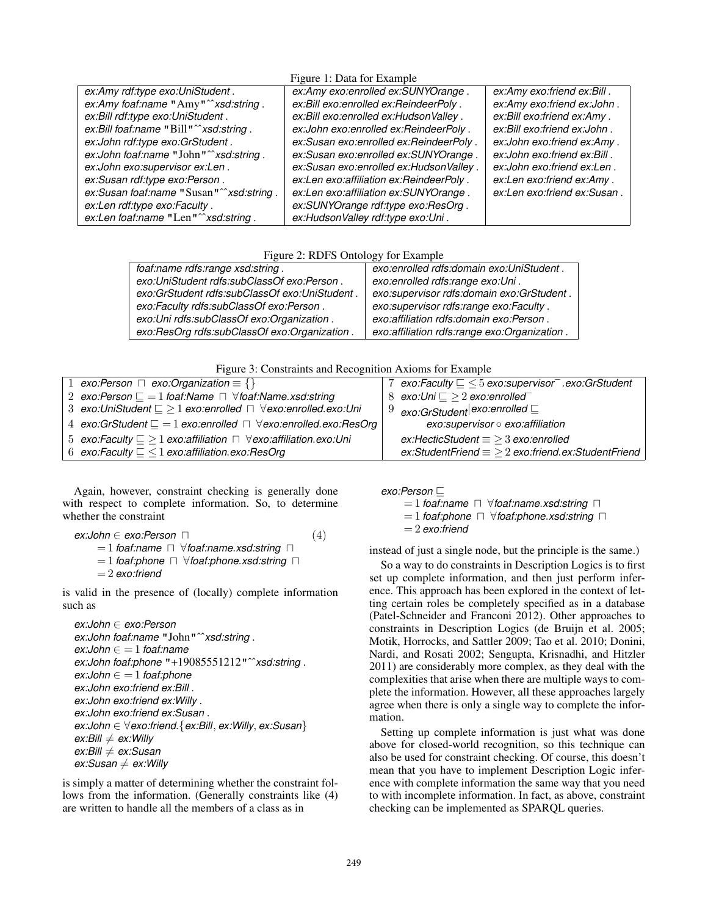Figure 1: Data for Example

| | | |
|---|---|---|
| *ex:Amy rdf:type exo:UniStudent .* | *ex:Amy exo:enrolled ex:SUNYOrange .* | *ex:Amy exo:friend ex:Bill .* |
| *ex:Amy foaf:name* "Amy"^^*xsd:string .* | *ex:Bill exo:enrolled ex:ReindeerPoly .* | *ex:Amy exo:friend ex:John .* |
| *ex:Bill rdf:type exo:UniStudent .* | *ex:Bill exo:enrolled ex:HudsonValley .* | *ex:Bill exo:friend ex:Amy .* |
| *ex:Bill foaf:name* "Bill"^^*xsd:string .* | *ex:John exo:enrolled ex:ReindeerPoly .* | *ex:Bill exo:friend ex:John .* |
| *ex:John rdf:type exo:GrStudent .* | *ex:Susan exo:enrolled ex:ReindeerPoly .* | *ex:John exo:friend ex:Amy .* |
| *ex:John foaf:name* "John"^^*xsd:string .* | *ex:Susan exo:enrolled ex:SUNYOrange .* | *ex:John exo:friend ex:Bill .* |
| *ex:John exo:supervisor ex:Len .* | *ex:Susan exo:enrolled ex:HudsonValley .* | *ex:John exo:friend ex:Len .* |
| *ex:Susan rdf:type exo:Person .* | *ex:Len exo:affiliation ex:ReindeerPoly .* | *ex:Len exo:friend ex:Amy .* |
| *ex:Susan foaf:name* "Susan"^^*xsd:string .* | *ex:Len exo:affiliation ex:SUNYOrange .* | *ex:Len exo:friend ex:Susan .* |
| *ex:Len rdf:type exo:Faculty .* | *ex:SUNYOrange rdf:type exo:ResOrg .* | |
| *ex:Len foaf:name* "Len"^^*xsd:string .* | *ex:HudsonValley rdf:type exo:Uni .* | |

Figure 2: RDFS Ontology for Example

| | |
|---|---|
| *foaf:name rdfs:range xsd:string .* | *exo:enrolled rdfs:domain exo:UniStudent .* |
| *exo:UniStudent rdfs:subClassOf exo:Person .* | *exo:enrolled rdfs:range exo:Uni .* |
| *exo:GrStudent rdfs:subClassOf exo:UniStudent .* | *exo:supervisor rdfs:domain exo:GrStudent .* |
| *exo:Faculty rdfs:subClassOf exo:Person .* | *exo:supervisor rdfs:range exo:Faculty .* |
| *exo:Uni rdfs:subClassOf exo:Organization .* | *exo:affiliation rdfs:domain exo:Person .* |
| *exo:ResOrg rdfs:subClassOf exo:Organization .* | *exo:affiliation rdfs:range exo:Organization .* |

Figure 3: Constraints and Recognition Axioms for Example

| | |
|---|---|
| 1 *exo:Person* $\sqcap$ *exo:Organization* $\equiv \{\}$ | 7 *exo:Faculty* $\sqsubseteq\ \leq 5$ *exo:supervisor*$^-$*.exo:GrStudent* |
| 2 *exo:Person* $\sqsubseteq\ = 1$ *foaf:Name* $\sqcap\ \forall$*foaf:Name.xsd:string* | 8 *exo:Uni* $\sqsubseteq\ \geq 2$ *exo:enrolled*$^-$ |
| 3 *exo:UniStudent* $\sqsubseteq\ \geq 1$ *exo:enrolled* $\sqcap\ \forall$*exo:enrolled.exo:Uni* | 9 *exo:GrStudent*$\vert$*exo:enrolled* $\sqsubseteq$ *exo:supervisor* $\circ$ *exo:affiliation* |
| 4 *exo:GrStudent* $\sqsubseteq\ = 1$ *exo:enrolled* $\sqcap\ \forall$*exo:enrolled.exo:ResOrg* | *ex:HecticStudent* $\equiv\ \geq 3$ *exo:enrolled* |
| 5 *exo:Faculty* $\sqsubseteq\ \geq 1$ *exo:affiliation* $\sqcap\ \forall$*exo:affiliation.exo:Uni* | *ex:StudentFriend* $\equiv\ \geq 2$ *exo:friend.ex:StudentFriend* |
| 6 *exo:Faculty* $\sqsubseteq\ \leq 1$ *exo:affiliation.exo:ResOrg* | |

Again, however, constraint checking is generally done with respect to complete information. So, to determine whether the constraint

$$\begin{aligned} &\textit{ex:John} \in \textit{exo:Person} \ \sqcap \\ &\quad = 1 \ \textit{foaf:name} \ \sqcap \ \forall \textit{foaf:name.xsd:string} \ \sqcap \\ &\quad = 1 \ \textit{foaf:phone} \ \sqcap \ \forall \textit{foaf:phone.xsd:string} \ \sqcap \\ &\quad = 2 \ \textit{exo:friend} \end{aligned} \tag{4}$$

is valid in the presence of (locally) complete information such as

*ex:John* $\in$ *exo:Person*
*ex:John foaf:name* "John"^^*xsd:string .*
*ex:John* $\in\ = 1$ *foaf:name*
*ex:John foaf:phone* "+19085551212"^^*xsd:string .*
*ex:John* $\in\ = 1$ *foaf:phone*
*ex:John exo:friend ex:Bill .*
*ex:John exo:friend ex:Willy .*
*ex:John exo:friend ex:Susan .*
*ex:John* $\in\ \forall$*exo:friend.*$\{$*ex:Bill*, *ex:Willy*, *ex:Susan*$\}$
*ex:Bill* $\neq$ *ex:Willy*
*ex:Bill* $\neq$ *ex:Susan*
*ex:Susan* $\neq$ *ex:Willy*

is simply a matter of determining whether the constraint follows from the information. (Generally constraints like (4) are written to handle all the members of a class as in

$$\begin{aligned} &\textit{exo:Person} \sqsubseteq \\ &\quad = 1 \ \textit{foaf:name} \ \sqcap \ \forall \textit{foaf:name.xsd:string} \ \sqcap \\ &\quad = 1 \ \textit{foaf:phone} \ \sqcap \ \forall \textit{foaf:phone.xsd:string} \ \sqcap \\ &\quad = 2 \ \textit{exo:friend} \end{aligned}$$

instead of just a single node, but the principle is the same.)

So a way to do constraints in Description Logics is to first set up complete information, and then just perform inference. This approach has been explored in the context of letting certain roles be completely specified as in a database (Patel-Schneider and Franconi 2012). Other approaches to constraints in Description Logics (de Bruijn et al. 2005; Motik, Horrocks, and Sattler 2009; Tao et al. 2010; Donini, Nardi, and Rosati 2002; Sengupta, Krisnadhi, and Hitzler 2011) are considerably more complex, as they deal with the complexities that arise when there are multiple ways to complete the information. However, all these approaches largely agree when there is only a single way to complete the information.

Setting up complete information is just what was done above for closed-world recognition, so this technique can also be used for constraint checking. Of course, this doesn't mean that you have to implement Description Logic inference with complete information the same way that you need to with incomplete information. In fact, as above, constraint checking can be implemented as SPARQL queries.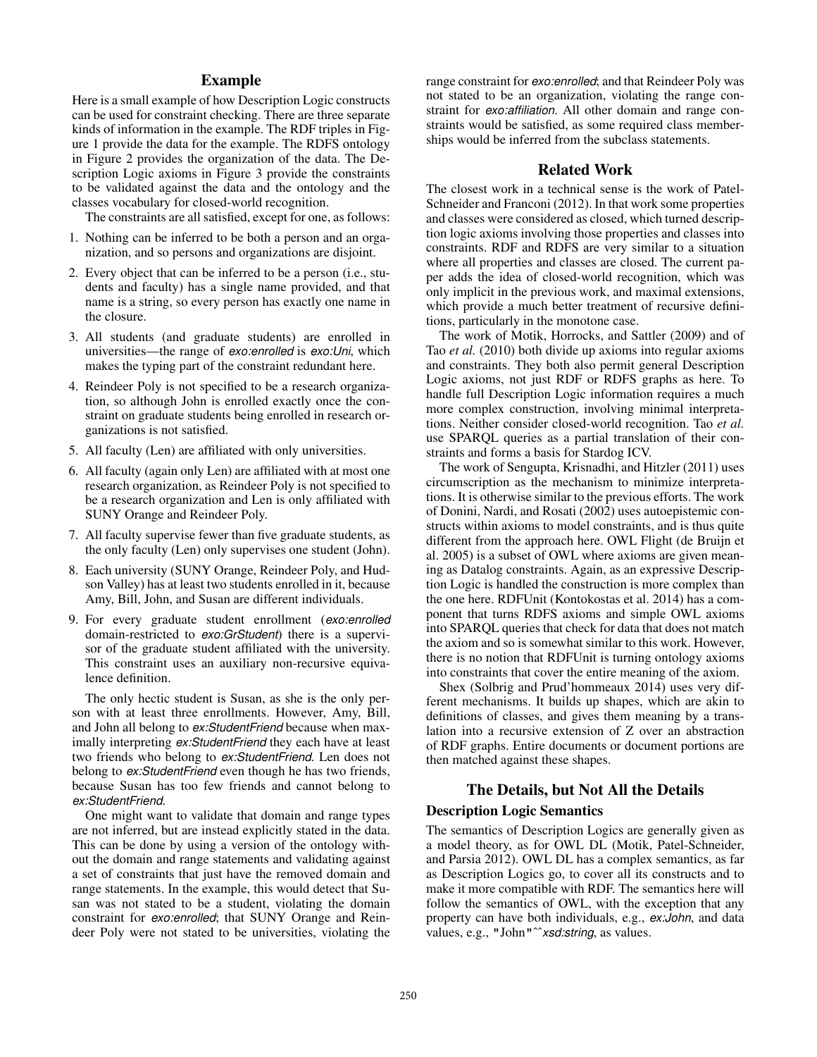## Example

Here is a small example of how Description Logic constructs can be used for constraint checking. There are three separate kinds of information in the example. The RDF triples in Figure 1 provide the data for the example. The RDFS ontology in Figure 2 provides the organization of the data. The Description Logic axioms in Figure 3 provide the constraints to be validated against the data and the ontology and the classes vocabulary for closed-world recognition.

The constraints are all satisfied, except for one, as follows:

1. Nothing can be inferred to be both a person and an organization, and so persons and organizations are disjoint.
2. Every object that can be inferred to be a person (i.e., students and faculty) has a single name provided, and that name is a string, so every person has exactly one name in the closure.
3. All students (and graduate students) are enrolled in universities—the range of *exo:enrolled* is *exo:Uni*, which makes the typing part of the constraint redundant here.
4. Reindeer Poly is not specified to be a research organization, so although John is enrolled exactly once the constraint on graduate students being enrolled in research organizations is not satisfied.
5. All faculty (Len) are affiliated with only universities.
6. All faculty (again only Len) are affiliated with at most one research organization, as Reindeer Poly is not specified to be a research organization and Len is only affiliated with SUNY Orange and Reindeer Poly.
7. All faculty supervise fewer than five graduate students, as the only faculty (Len) only supervises one student (John).
8. Each university (SUNY Orange, Reindeer Poly, and Hudson Valley) has at least two students enrolled in it, because Amy, Bill, John, and Susan are different individuals.
9. For every graduate student enrollment (*exo:enrolled* domain-restricted to *exo:GrStudent*) there is a supervisor of the graduate student affiliated with the university. This constraint uses an auxiliary non-recursive equivalence definition.

The only hectic student is Susan, as she is the only person with at least three enrollments. However, Amy, Bill, and John all belong to *ex:StudentFriend* because when maximally interpreting *ex:StudentFriend* they each have at least two friends who belong to *ex:StudentFriend*. Len does not belong to *ex:StudentFriend* even though he has two friends, because Susan has too few friends and cannot belong to *ex:StudentFriend*.

One might want to validate that domain and range types are not inferred, but are instead explicitly stated in the data. This can be done by using a version of the ontology without the domain and range statements and validating against a set of constraints that just have the removed domain and range statements. In the example, this would detect that Susan was not stated to be a student, violating the domain constraint for *exo:enrolled*; that SUNY Orange and Reindeer Poly were not stated to be universities, violating the range constraint for *exo:enrolled*; and that Reindeer Poly was not stated to be an organization, violating the range constraint for *exo:affiliation*. All other domain and range constraints would be satisfied, as some required class memberships would be inferred from the subclass statements.

## Related Work

The closest work in a technical sense is the work of Patel-Schneider and Franconi (2012). In that work some properties and classes were considered as closed, which turned description logic axioms involving those properties and classes into constraints. RDF and RDFS are very similar to a situation where all properties and classes are closed. The current paper adds the idea of closed-world recognition, which was only implicit in the previous work, and maximal extensions, which provide a much better treatment of recursive definitions, particularly in the monotone case.

The work of Motik, Horrocks, and Sattler (2009) and of Tao *et al.* (2010) both divide up axioms into regular axioms and constraints. They both also permit general Description Logic axioms, not just RDF or RDFS graphs as here. To handle full Description Logic information requires a much more complex construction, involving minimal interpretations. Neither consider closed-world recognition. Tao *et al.* use SPARQL queries as a partial translation of their constraints and forms a basis for Stardog ICV.

The work of Sengupta, Krisnadhi, and Hitzler (2011) uses circumscription as the mechanism to minimize interpretations. It is otherwise similar to the previous efforts. The work of Donini, Nardi, and Rosati (2002) uses autoepistemic constructs within axioms to model constraints, and is thus quite different from the approach here. OWL Flight (de Bruijn et al. 2005) is a subset of OWL where axioms are given meaning as Datalog constraints. Again, as an expressive Description Logic is handled the construction is more complex than the one here. RDFUnit (Kontokostas et al. 2014) has a component that turns RDFS axioms and simple OWL axioms into SPARQL queries that check for data that does not match the axiom and so is somewhat similar to this work. However, there is no notion that RDFUnit is turning ontology axioms into constraints that cover the entire meaning of the axiom.

Shex (Solbrig and Prud'hommeaux 2014) uses very different mechanisms. It builds up shapes, which are akin to definitions of classes, and gives them meaning by a translation into a recursive extension of Z over an abstraction of RDF graphs. Entire documents or document portions are then matched against these shapes.

## The Details, but Not All the Details

### Description Logic Semantics

The semantics of Description Logics are generally given as a model theory, as for OWL DL (Motik, Patel-Schneider, and Parsia 2012). OWL DL has a complex semantics, as far as Description Logics go, to cover all its constructs and to make it more compatible with RDF. The semantics here will follow the semantics of OWL, with the exception that any property can have both individuals, e.g., *ex:John*, and data values, e.g., "John"^^*xsd:string*, as values.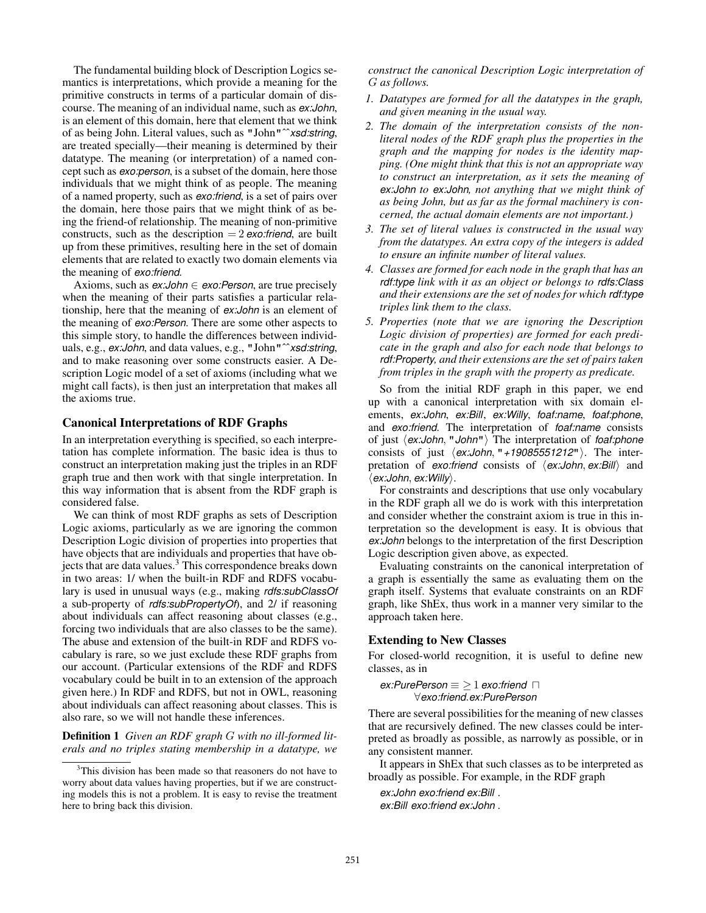The fundamental building block of Description Logics semantics is interpretations, which provide a meaning for the primitive constructs in terms of a particular domain of discourse. The meaning of an individual name, such as *ex:John*, is an element of this domain, here that element that we think of as being John. Literal values, such as "John"^^*xsd:string*, are treated specially—their meaning is determined by their datatype. The meaning (or interpretation) of a named concept such as *exo:person*, is a subset of the domain, here those individuals that we might think of as people. The meaning of a named property, such as *exo:friend*, is a set of pairs over the domain, here those pairs that we might think of as being the friend-of relationship. The meaning of non-primitive constructs, such as the description $= 2$ *exo:friend*, are built up from these primitives, resulting here in the set of domain elements that are related to exactly two domain elements via the meaning of *exo:friend*.

Axioms, such as *ex:John* $\in$ *exo:Person*, are true precisely when the meaning of their parts satisfies a particular relationship, here that the meaning of *ex:John* is an element of the meaning of *exo:Person*. There are some other aspects to this simple story, to handle the differences between individuals, e.g., *ex:John*, and data values, e.g., "John"^^*xsd:string*, and to make reasoning over some constructs easier. A Description Logic model of a set of axioms (including what we might call facts), is then just an interpretation that makes all the axioms true.

## Canonical Interpretations of RDF Graphs

In an interpretation everything is specified, so each interpretation has complete information. The basic idea is thus to construct an interpretation making just the triples in an RDF graph true and then work with that single interpretation. In this way information that is absent from the RDF graph is considered false.

We can think of most RDF graphs as sets of Description Logic axioms, particularly as we are ignoring the common Description Logic division of properties into properties that have objects that are individuals and properties that have objects that are data values.[3] This correspondence breaks down in two areas: 1/ when the built-in RDF and RDFS vocabulary is used in unusual ways (e.g., making *rdfs:subClassOf* a sub-property of *rdfs:subPropertyOf*), and 2/ if reasoning about individuals can affect reasoning about classes (e.g., forcing two individuals that are also classes to be the same). The abuse and extension of the built-in RDF and RDFS vocabulary is rare, so we just exclude these RDF graphs from our account. (Particular extensions of the RDF and RDFS vocabulary could be built in to an extension of the approach given here.) In RDF and RDFS, but not in OWL, reasoning about individuals can affect reasoning about classes. This is also rare, so we will not handle these inferences.

**Definition 1** *Given an RDF graph $G$ with no ill-formed literals and no triples stating membership in a datatype, we construct the canonical Description Logic interpretation of $G$ as follows.*

1. *Datatypes are formed for all the datatypes in the graph, and given meaning in the usual way.*
2. *The domain of the interpretation consists of the non-literal nodes of the RDF graph plus the properties in the graph and the mapping for nodes is the identity mapping. (One might think that this is not an appropriate way to construct an interpretation, as it sets the meaning of ex:John to ex:John, not anything that we might think of as being John, but as far as the formal machinery is concerned, the actual domain elements are not important.)*
3. *The set of literal values is constructed in the usual way from the datatypes. An extra copy of the integers is added to ensure an infinite number of literal values.*
4. *Classes are formed for each node in the graph that has an rdf:type link with it as an object or belongs to rdfs:Class and their extensions are the set of nodes for which rdf:type triples link them to the class.*
5. *Properties (note that we are ignoring the Description Logic division of properties) are formed for each predicate in the graph and also for each node that belongs to rdf:Property, and their extensions are the set of pairs taken from triples in the graph with the property as predicate.*

So from the initial RDF graph in this paper, we end up with a canonical interpretation with six domain elements, *ex:John*, *ex:Bill*, *ex:Willy*, *foaf:name*, *foaf:phone*, and *exo:friend*. The interpretation of *foaf:name* consists of just ⟨*ex:John*, "*John*"⟩ The interpretation of *foaf:phone* consists of just ⟨*ex:John*, "*+19085551212*"⟩. The interpretation of *exo:friend* consists of ⟨*ex:John*, *ex:Bill*⟩ and ⟨*ex:John*, *ex:Willy*⟩.

For constraints and descriptions that use only vocabulary in the RDF graph all we do is work with this interpretation and consider whether the constraint axiom is true in this interpretation so the development is easy. It is obvious that *ex:John* belongs to the interpretation of the first Description Logic description given above, as expected.

Evaluating constraints on the canonical interpretation of a graph is essentially the same as evaluating them on the graph itself. Systems that evaluate constraints on an RDF graph, like ShEx, thus work in a manner very similar to the approach taken here.

## Extending to New Classes

For closed-world recognition, it is useful to define new classes, as in

*ex:PurePerson* $\equiv \geq 1$ *exo:friend* $\sqcap$
$\forall$*exo:friend.ex:PurePerson*

There are several possibilities for the meaning of new classes that are recursively defined. The new classes could be interpreted as broadly as possible, as narrowly as possible, or in any consistent manner.

It appears in ShEx that such classes as to be interpreted as broadly as possible. For example, in the RDF graph

```
ex:John exo:friend ex:Bill .
ex:Bill exo:friend ex:John .
```

[3] This division has been made so that reasoners do not have to worry about data values having properties, but if we are constructing models this is not a problem. It is easy to revise the treatment here to bring back this division.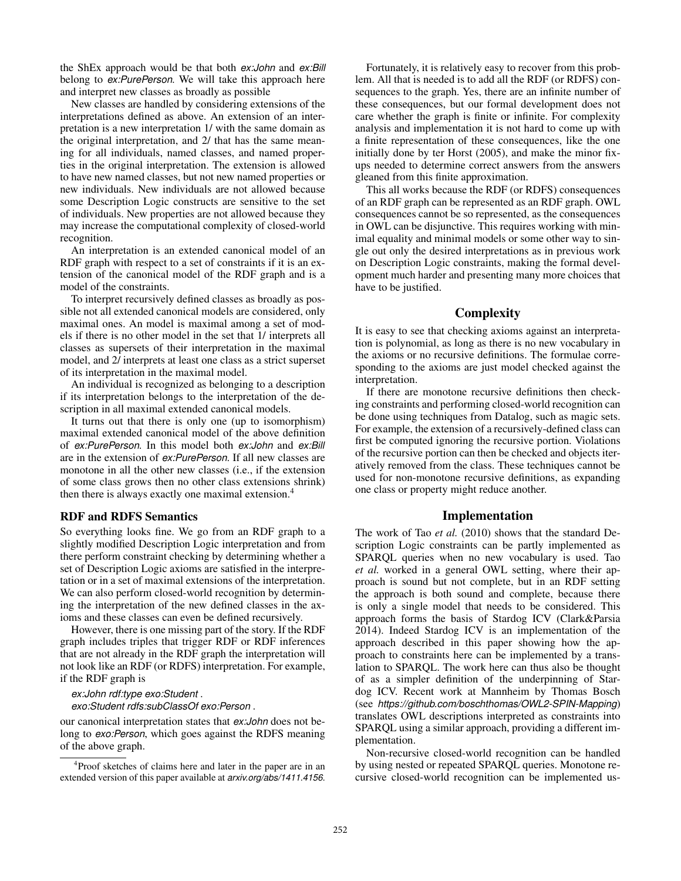the ShEx approach would be that both *ex:John* and *ex:Bill* belong to *ex:PurePerson*. We will take this approach here and interpret new classes as broadly as possible

New classes are handled by considering extensions of the interpretations defined as above. An extension of an interpretation is a new interpretation 1/ with the same domain as the original interpretation, and 2/ that has the same meaning for all individuals, named classes, and named properties in the original interpretation. The extension is allowed to have new named classes, but not new named properties or new individuals. New individuals are not allowed because some Description Logic constructs are sensitive to the set of individuals. New properties are not allowed because they may increase the computational complexity of closed-world recognition.

An interpretation is an extended canonical model of an RDF graph with respect to a set of constraints if it is an extension of the canonical model of the RDF graph and is a model of the constraints.

To interpret recursively defined classes as broadly as possible not all extended canonical models are considered, only maximal ones. An model is maximal among a set of models if there is no other model in the set that 1/ interprets all classes as supersets of their interpretation in the maximal model, and 2/ interprets at least one class as a strict superset of its interpretation in the maximal model.

An individual is recognized as belonging to a description if its interpretation belongs to the interpretation of the description in all maximal extended canonical models.

It turns out that there is only one (up to isomorphism) maximal extended canonical model of the above definition of *ex:PurePerson*. In this model both *ex:John* and *ex:Bill* are in the extension of *ex:PurePerson*. If all new classes are monotone in all the other new classes (i.e., if the extension of some class grows then no other class extensions shrink) then there is always exactly one maximal extension.[4]

### RDF and RDFS Semantics

So everything looks fine. We go from an RDF graph to a slightly modified Description Logic interpretation and from there perform constraint checking by determining whether a set of Description Logic axioms are satisfied in the interpretation or in a set of maximal extensions of the interpretation. We can also perform closed-world recognition by determining the interpretation of the new defined classes in the axioms and these classes can even be defined recursively.

However, there is one missing part of the story. If the RDF graph includes triples that trigger RDF or RDF inferences that are not already in the RDF graph the interpretation will not look like an RDF (or RDFS) interpretation. For example, if the RDF graph is

*ex:John rdf:type exo:Student .*
*exo:Student rdfs:subClassOf exo:Person .*

our canonical interpretation states that *ex:John* does not belong to *exo:Person*, which goes against the RDFS meaning of the above graph.

Fortunately, it is relatively easy to recover from this problem. All that is needed is to add all the RDF (or RDFS) consequences to the graph. Yes, there are an infinite number of these consequences, but our formal development does not care whether the graph is finite or infinite. For complexity analysis and implementation it is not hard to come up with a finite representation of these consequences, like the one initially done by ter Horst (2005), and make the minor fixups needed to determine correct answers from the answers gleaned from this finite approximation.

This all works because the RDF (or RDFS) consequences of an RDF graph can be represented as an RDF graph. OWL consequences cannot be so represented, as the consequences in OWL can be disjunctive. This requires working with minimal equality and minimal models or some other way to single out only the desired interpretations as in previous work on Description Logic constraints, making the formal development much harder and presenting many more choices that have to be justified.

## Complexity

It is easy to see that checking axioms against an interpretation is polynomial, as long as there is no new vocabulary in the axioms or no recursive definitions. The formulae corresponding to the axioms are just model checked against the interpretation.

If there are monotone recursive definitions then checking constraints and performing closed-world recognition can be done using techniques from Datalog, such as magic sets. For example, the extension of a recursively-defined class can first be computed ignoring the recursive portion. Violations of the recursive portion can then be checked and objects iteratively removed from the class. These techniques cannot be used for non-monotone recursive definitions, as expanding one class or property might reduce another.

## Implementation

The work of Tao *et al.* (2010) shows that the standard Description Logic constraints can be partly implemented as SPARQL queries when no new vocabulary is used. Tao *et al.* worked in a general OWL setting, where their approach is sound but not complete, but in an RDF setting the approach is both sound and complete, because there is only a single model that needs to be considered. This approach forms the basis of Stardog ICV (Clark&Parsia 2014). Indeed Stardog ICV is an implementation of the approach described in this paper showing how the approach to constraints here can be implemented by a translation to SPARQL. The work here can thus also be thought of as a simpler definition of the underpinning of Stardog ICV. Recent work at Mannheim by Thomas Bosch (see *https://github.com/boschthomas/OWL2-SPIN-Mapping*) translates OWL descriptions interpreted as constraints into SPARQL using a similar approach, providing a different implementation.

Non-recursive closed-world recognition can be handled by using nested or repeated SPARQL queries. Monotone recursive closed-world recognition can be implemented us-

[4] Proof sketches of claims here and later in the paper are in an extended version of this paper available at *arxiv.org/abs/1411.4156*.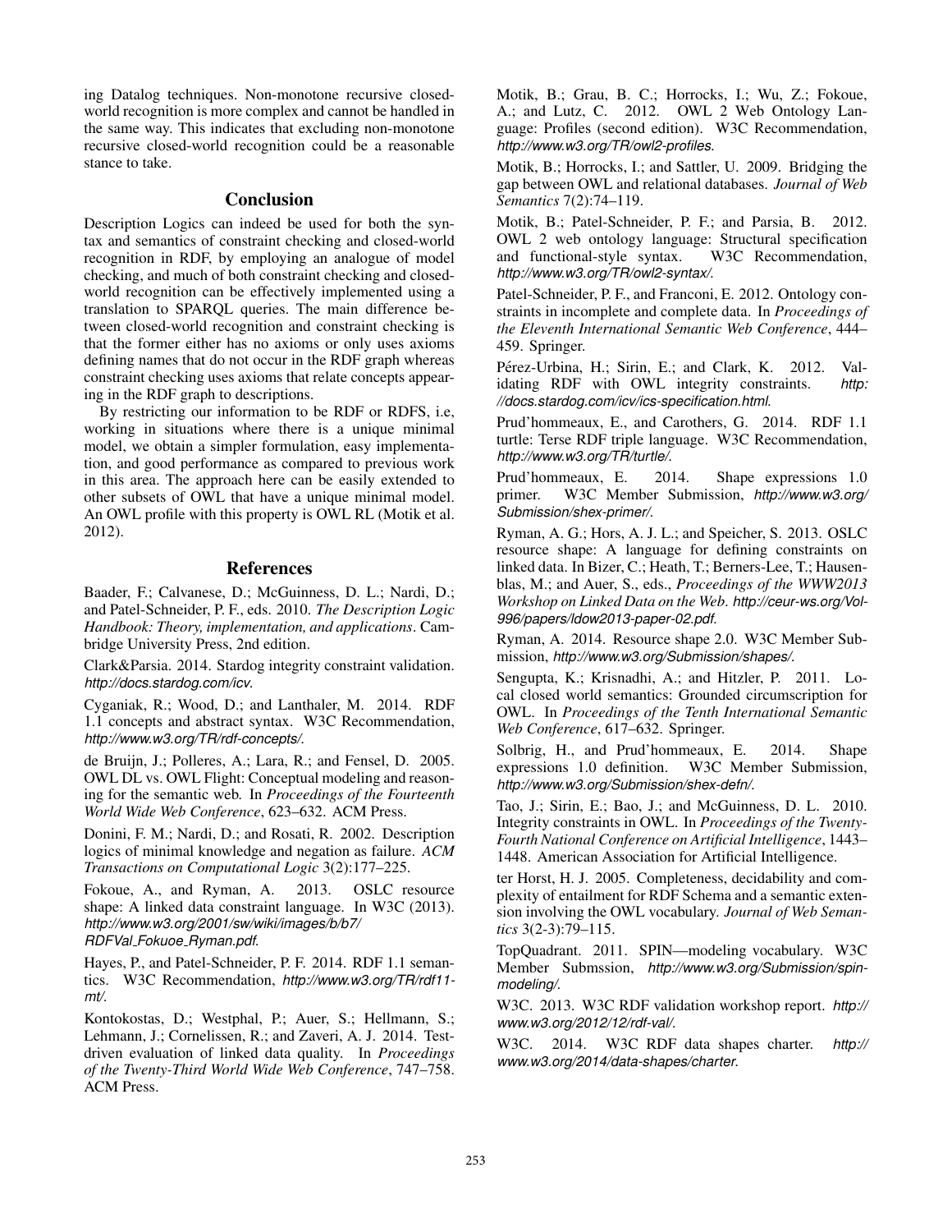ing Datalog techniques. Non-monotone recursive closed-world recognition is more complex and cannot be handled in the same way. This indicates that excluding non-monotone recursive closed-world recognition could be a reasonable stance to take.

## Conclusion

Description Logics can indeed be used for both the syntax and semantics of constraint checking and closed-world recognition in RDF, by employing an analogue of model checking, and much of both constraint checking and closed-world recognition can be effectively implemented using a translation to SPARQL queries. The main difference between closed-world recognition and constraint checking is that the former either has no axioms or only uses axioms defining names that do not occur in the RDF graph whereas constraint checking uses axioms that relate concepts appearing in the RDF graph to descriptions.

By restricting our information to be RDF or RDFS, i.e, working in situations where there is a unique minimal model, we obtain a simpler formulation, easy implementation, and good performance as compared to previous work in this area. The approach here can be easily extended to other subsets of OWL that have a unique minimal model. An OWL profile with this property is OWL RL (Motik et al. 2012).

## References

Baader, F.; Calvanese, D.; McGuinness, D. L.; Nardi, D.; and Patel-Schneider, P. F., eds. 2010. *The Description Logic Handbook: Theory, implementation, and applications*. Cambridge University Press, 2nd edition.

Clark&Parsia. 2014. Stardog integrity constraint validation. *http://docs.stardog.com/icv*.

Cyganiak, R.; Wood, D.; and Lanthaler, M. 2014. RDF 1.1 concepts and abstract syntax. W3C Recommendation, *http://www.w3.org/TR/rdf-concepts/*.

de Bruijn, J.; Polleres, A.; Lara, R.; and Fensel, D. 2005. OWL DL vs. OWL Flight: Conceptual modeling and reasoning for the semantic web. In *Proceedings of the Fourteenth World Wide Web Conference*, 623–632. ACM Press.

Donini, F. M.; Nardi, D.; and Rosati, R. 2002. Description logics of minimal knowledge and negation as failure. *ACM Transactions on Computational Logic* 3(2):177–225.

Fokoue, A., and Ryman, A. 2013. OSLC resource shape: A linked data constraint language. In W3C (2013). *http://www.w3.org/2001/sw/wiki/images/b/b7/RDFVal_Fokuoe_Ryman.pdf*.

Hayes, P., and Patel-Schneider, P. F. 2014. RDF 1.1 semantics. W3C Recommendation, *http://www.w3.org/TR/rdf11-mt/*.

Kontokostas, D.; Westphal, P.; Auer, S.; Hellmann, S.; Lehmann, J.; Cornelissen, R.; and Zaveri, A. J. 2014. Test-driven evaluation of linked data quality. In *Proceedings of the Twenty-Third World Wide Web Conference*, 747–758. ACM Press.

Motik, B.; Grau, B. C.; Horrocks, I.; Wu, Z.; Fokoue, A.; and Lutz, C. 2012. OWL 2 Web Ontology Language: Profiles (second edition). W3C Recommendation, *http://www.w3.org/TR/owl2-profiles*.

Motik, B.; Horrocks, I.; and Sattler, U. 2009. Bridging the gap between OWL and relational databases. *Journal of Web Semantics* 7(2):74–119.

Motik, B.; Patel-Schneider, P. F.; and Parsia, B. 2012. OWL 2 web ontology language: Structural specification and functional-style syntax. W3C Recommendation, *http://www.w3.org/TR/owl2-syntax/*.

Patel-Schneider, P. F., and Franconi, E. 2012. Ontology constraints in incomplete and complete data. In *Proceedings of the Eleventh International Semantic Web Conference*, 444–459. Springer.

Pérez-Urbina, H.; Sirin, E.; and Clark, K. 2012. Validating RDF with OWL integrity constraints. *http://docs.stardog.com/icv/ics-specification.html*.

Prud'hommeaux, E., and Carothers, G. 2014. RDF 1.1 turtle: Terse RDF triple language. W3C Recommendation, *http://www.w3.org/TR/turtle/*.

Prud'hommeaux, E. 2014. Shape expressions 1.0 primer. W3C Member Submission, *http://www.w3.org/Submission/shex-primer/*.

Ryman, A. G.; Hors, A. J. L.; and Speicher, S. 2013. OSLC resource shape: A language for defining constraints on linked data. In Bizer, C.; Heath, T.; Berners-Lee, T.; Hausenblas, M.; and Auer, S., eds., *Proceedings of the WWW2013 Workshop on Linked Data on the Web*. *http://ceur-ws.org/Vol-996/papers/ldow2013-paper-02.pdf*.

Ryman, A. 2014. Resource shape 2.0. W3C Member Submission, *http://www.w3.org/Submission/shapes/*.

Sengupta, K.; Krisnadhi, A.; and Hitzler, P. 2011. Local closed world semantics: Grounded circumscription for OWL. In *Proceedings of the Tenth International Semantic Web Conference*, 617–632. Springer.

Solbrig, H., and Prud'hommeaux, E. 2014. Shape expressions 1.0 definition. W3C Member Submission, *http://www.w3.org/Submission/shex-defn/*.

Tao, J.; Sirin, E.; Bao, J.; and McGuinness, D. L. 2010. Integrity constraints in OWL. In *Proceedings of the Twenty-Fourth National Conference on Artificial Intelligence*, 1443–1448. American Association for Artificial Intelligence.

ter Horst, H. J. 2005. Completeness, decidability and complexity of entailment for RDF Schema and a semantic extension involving the OWL vocabulary. *Journal of Web Semantics* 3(2-3):79–115.

TopQuadrant. 2011. SPIN—modeling vocabulary. W3C Member Submssion, *http://www.w3.org/Submission/spin-modeling/*.

W3C. 2013. W3C RDF validation workshop report. *http://www.w3.org/2012/12/rdf-val/*.

W3C. 2014. W3C RDF data shapes charter. *http://www.w3.org/2014/data-shapes/charter*.